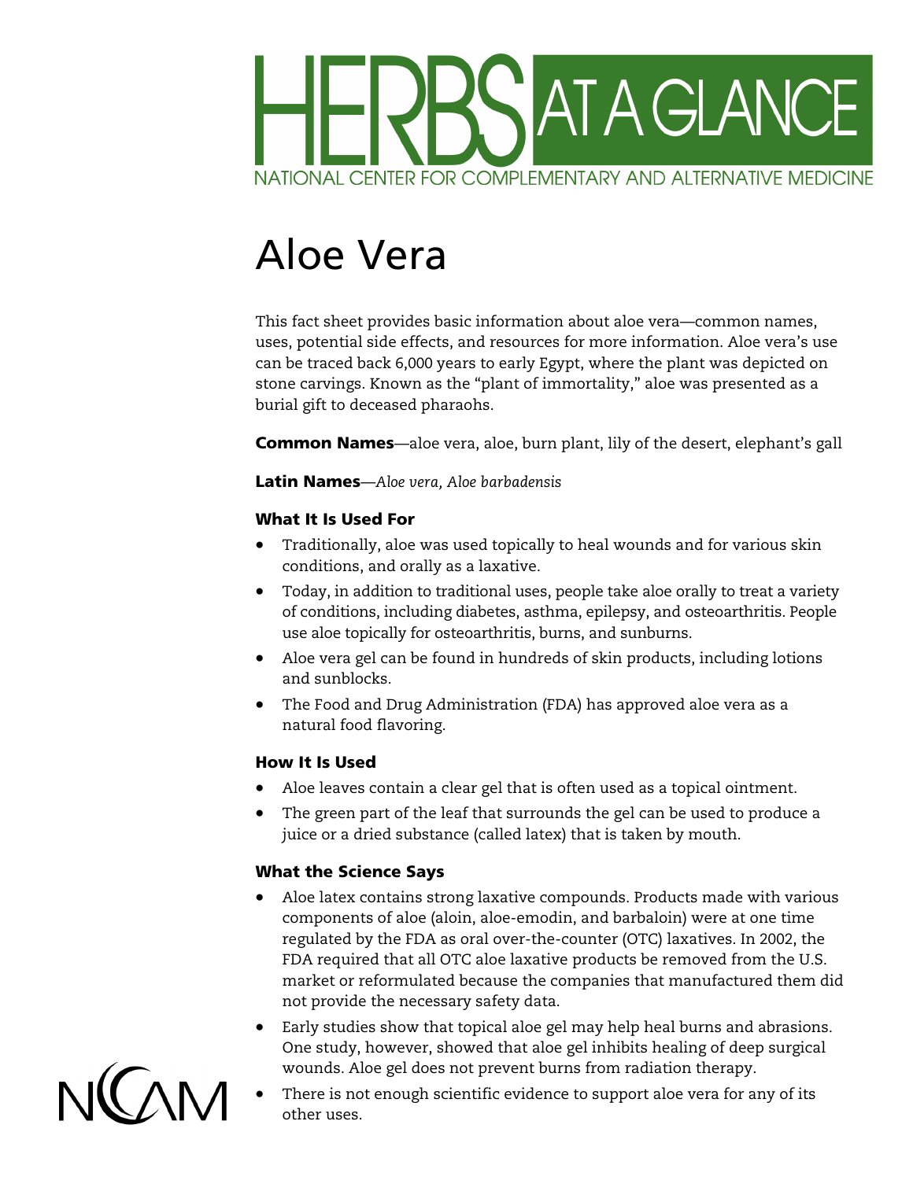# HERBS AT A GLANCE

NATIONAL CENTER FOR COMPLEMENTARY AND ALTERNATIVE MEDICINE

# Aloe Vera

This fact sheet provides basic information about aloe vera—common names, uses, potential side effects, and resources for more information. Aloe vera's use can be traced back 6,000 years to early Egypt, where the plant was depicted on stone carvings. Known as the "plant of immortality," aloe was presented as a burial gift to deceased pharaohs.

**Common Names**—aloe vera, aloe, burn plant, lily of the desert, elephant's gall

**Latin Names**—*Aloe vera, Aloe barbadensis*

### What It Is Used For

- Traditionally, aloe was used topically to heal wounds and for various skin conditions, and orally as a laxative.
- Today, in addition to traditional uses, people take aloe orally to treat a variety of conditions, including diabetes, asthma, epilepsy, and osteoarthritis. People use aloe topically for osteoarthritis, burns, and sunburns.
- Aloe vera gel can be found in hundreds of skin products, including lotions and sunblocks.
- The Food and Drug Administration (FDA) has approved aloe vera as a natural food flavoring.

### How It Is Used

- Aloe leaves contain a clear gel that is often used as a topical ointment.
- The green part of the leaf that surrounds the gel can be used to produce a juice or a dried substance (called latex) that is taken by mouth.

### What the Science Says

- Aloe latex contains strong laxative compounds. Products made with various components of aloe (aloin, aloe-emodin, and barbaloin) were at one time regulated by the FDA as oral over-the-counter (OTC) laxatives. In 2002, the FDA required that all OTC aloe laxative products be removed from the U.S. market or reformulated because the companies that manufactured them did not provide the necessary safety data.
- Early studies show that topical aloe gel may help heal burns and abrasions. One study, however, showed that aloe gel inhibits healing of deep surgical wounds. Aloe gel does not prevent burns from radiation therapy.
- There is not enough scientific evidence to support aloe vera for any of its other uses.

NCCAM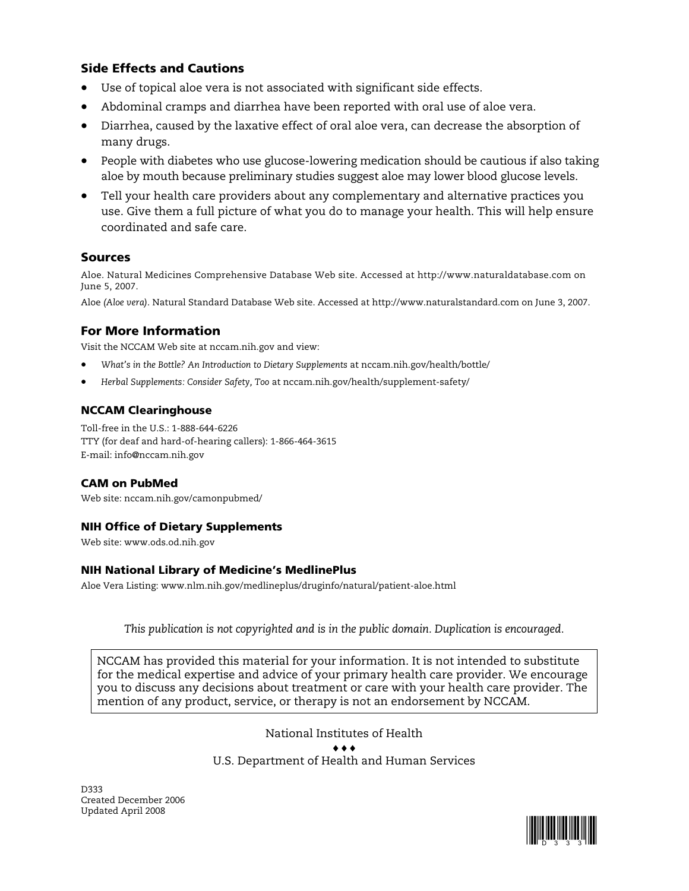## Side Effects and Cautions

- Use of topical aloe vera is not associated with significant side effects.
- Abdominal cramps and diarrhea have been reported with oral use of aloe vera.
- Diarrhea, caused by the laxative effect of oral aloe vera, can decrease the absorption of many drugs.
- People with diabetes who use glucose-lowering medication should be cautious if also taking aloe by mouth because preliminary studies suggest aloe may lower blood glucose levels.
- Tell your health care providers about any complementary and alternative practices you use. Give them a full picture of what you do to manage your health. This will help ensure coordinated and safe care.

## Sources

Aloe. Natural Medicines Comprehensive Database Web site. Accessed at http://www.naturaldatabase.com on June 5, 2007.

Aloe *(Aloe vera)*. Natural Standard Database Web site. Accessed at http://www.naturalstandard.com on June 3, 2007.

## For More Information

Visit the NCCAM Web site at nccam.nih.gov and view:

- *What's in the Bottle? An Introduction to Dietary Supplements* at nccam.nih.gov/health/bottle/
- *Herbal Supplements: Consider Safety, Too* at nccam.nih.gov/health/supplement-safety/

### NCCAM Clearinghouse

Toll-free in the U.S.: 1-888-644-6226
TTY (for deaf and hard-of-hearing callers): 1-866-464-3615
E-mail: info@nccam.nih.gov

### CAM on PubMed

Web site: nccam.nih.gov/camonpubmed/

### NIH Office of Dietary Supplements

Web site: www.ods.od.nih.gov

### NIH National Library of Medicine's MedlinePlus

Aloe Vera Listing: www.nlm.nih.gov/medlineplus/druginfo/natural/patient-aloe.html

*This publication is not copyrighted and is in the public domain. Duplication is encouraged.*

NCCAM has provided this material for your information. It is not intended to substitute for the medical expertise and advice of your primary health care provider. We encourage you to discuss any decisions about treatment or care with your health care provider. The mention of any product, service, or therapy is not an endorsement by NCCAM.

National Institutes of Health
♦ ♦ ♦
U.S. Department of Health and Human Services

D333
Created December 2006
Updated April 2008